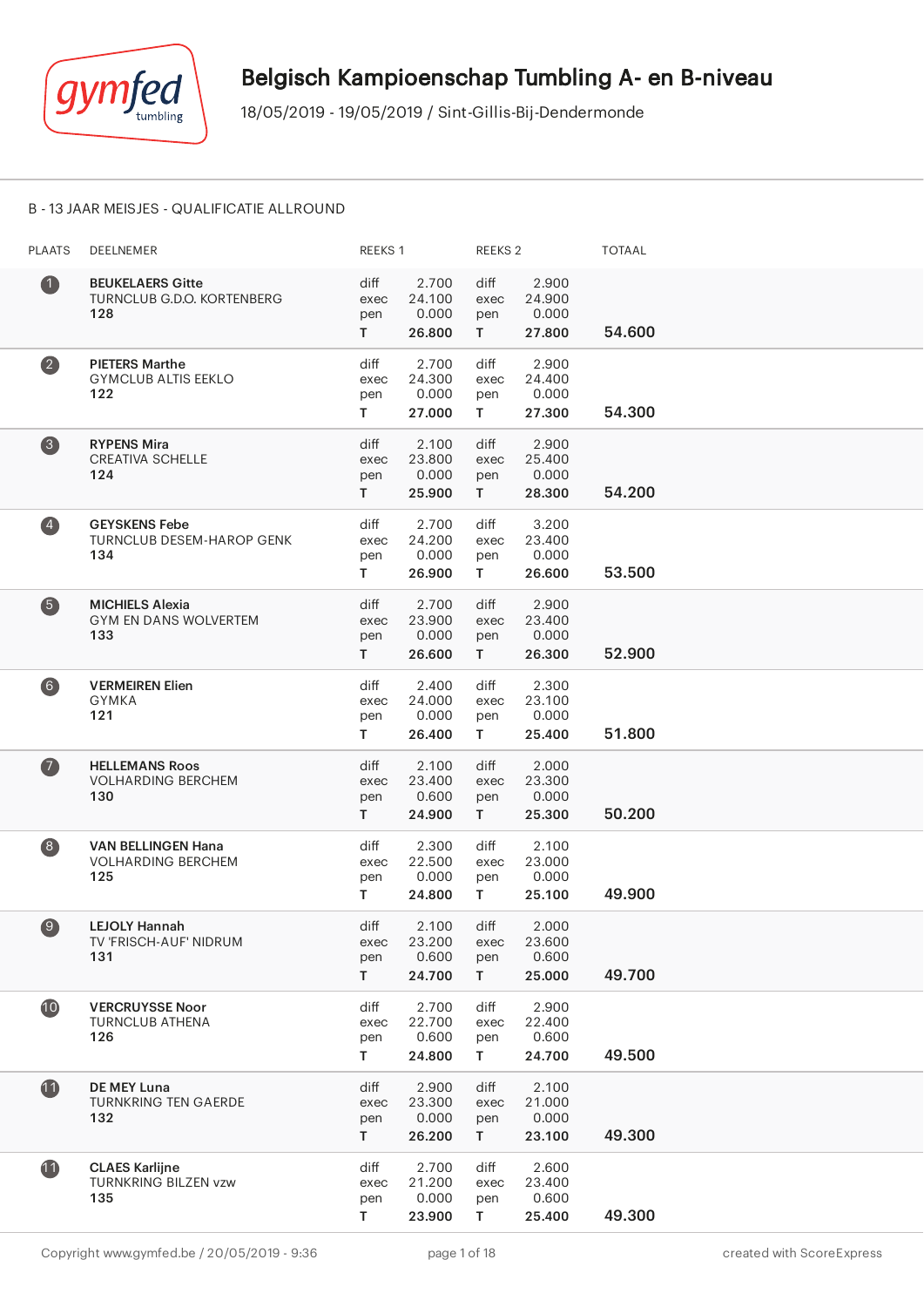# Belgisch Kampioenschap Tumbling A- en B-niveau

18/05/2019 - 19/05/2019 / Sint-Gillis-Bij-Dendermonde

## B - 13 JAAR MEISJES - QUALIFICATIE ALLROUND

| PLAATS | DEELNEMER | REEKS 1 | | REEKS 2 | | TOTAAL |
|---|---|---|---|---|---|---|
| 1 | **BEUKELAERS Gitte**<br>TURNCLUB G.D.O. KORTENBERG<br>**128** | diff<br>exec<br>pen<br>**T** | 2.700<br>24.100<br>0.000<br>**26.800** | diff<br>exec<br>pen<br>**T** | 2.900<br>24.900<br>0.000<br>**27.800** | **54.600** |
| 2 | **PIETERS Marthe**<br>GYMCLUB ALTIS EEKLO<br>**122** | diff<br>exec<br>pen<br>**T** | 2.700<br>24.300<br>0.000<br>**27.000** | diff<br>exec<br>pen<br>**T** | 2.900<br>24.400<br>0.000<br>**27.300** | **54.300** |
| 3 | **RYPENS Mira**<br>CREATIVA SCHELLE<br>**124** | diff<br>exec<br>pen<br>**T** | 2.100<br>23.800<br>0.000<br>**25.900** | diff<br>exec<br>pen<br>**T** | 2.900<br>25.400<br>0.000<br>**28.300** | **54.200** |
| 4 | **GEYSKENS Febe**<br>TURNCLUB DESEM-HAROP GENK<br>**134** | diff<br>exec<br>pen<br>**T** | 2.700<br>24.200<br>0.000<br>**26.900** | diff<br>exec<br>pen<br>**T** | 3.200<br>23.400<br>0.000<br>**26.600** | **53.500** |
| 5 | **MICHIELS Alexia**<br>GYM EN DANS WOLVERTEM<br>**133** | diff<br>exec<br>pen<br>**T** | 2.700<br>23.900<br>0.000<br>**26.600** | diff<br>exec<br>pen<br>**T** | 2.900<br>23.400<br>0.000<br>**26.300** | **52.900** |
| 6 | **VERMEIREN Elien**<br>GYMKA<br>**121** | diff<br>exec<br>pen<br>**T** | 2.400<br>24.000<br>0.000<br>**26.400** | diff<br>exec<br>pen<br>**T** | 2.300<br>23.100<br>0.000<br>**25.400** | **51.800** |
| 7 | **HELLEMANS Roos**<br>VOLHARDING BERCHEM<br>**130** | diff<br>exec<br>pen<br>**T** | 2.100<br>23.400<br>0.600<br>**24.900** | diff<br>exec<br>pen<br>**T** | 2.000<br>23.300<br>0.000<br>**25.300** | **50.200** |
| 8 | **VAN BELLINGEN Hana**<br>VOLHARDING BERCHEM<br>**125** | diff<br>exec<br>pen<br>**T** | 2.300<br>22.500<br>0.000<br>**24.800** | diff<br>exec<br>pen<br>**T** | 2.100<br>23.000<br>0.000<br>**25.100** | **49.900** |
| 9 | **LEJOLY Hannah**<br>TV 'FRISCH-AUF' NIDRUM<br>**131** | diff<br>exec<br>pen<br>**T** | 2.100<br>23.200<br>0.600<br>**24.700** | diff<br>exec<br>pen<br>**T** | 2.000<br>23.600<br>0.600<br>**25.000** | **49.700** |
| 10 | **VERCRUYSSE Noor**<br>TURNCLUB ATHENA<br>**126** | diff<br>exec<br>pen<br>**T** | 2.700<br>22.700<br>0.600<br>**24.800** | diff<br>exec<br>pen<br>**T** | 2.900<br>22.400<br>0.600<br>**24.700** | **49.500** |
| 11 | **DE MEY Luna**<br>TURNKRING TEN GAERDE<br>**132** | diff<br>exec<br>pen<br>**T** | 2.900<br>23.300<br>0.000<br>**26.200** | diff<br>exec<br>pen<br>**T** | 2.100<br>21.000<br>0.000<br>**23.100** | **49.300** |
| 11 | **CLAES Karlijne**<br>TURNKRING BILZEN vzw<br>**135** | diff<br>exec<br>pen<br>**T** | 2.700<br>21.200<br>0.000<br>**23.900** | diff<br>exec<br>pen<br>**T** | 2.600<br>23.400<br>0.600<br>**25.400** | **49.300** |

Copyright www.gymfed.be / 20/05/2019 - 9:36 — created with ScoreExpress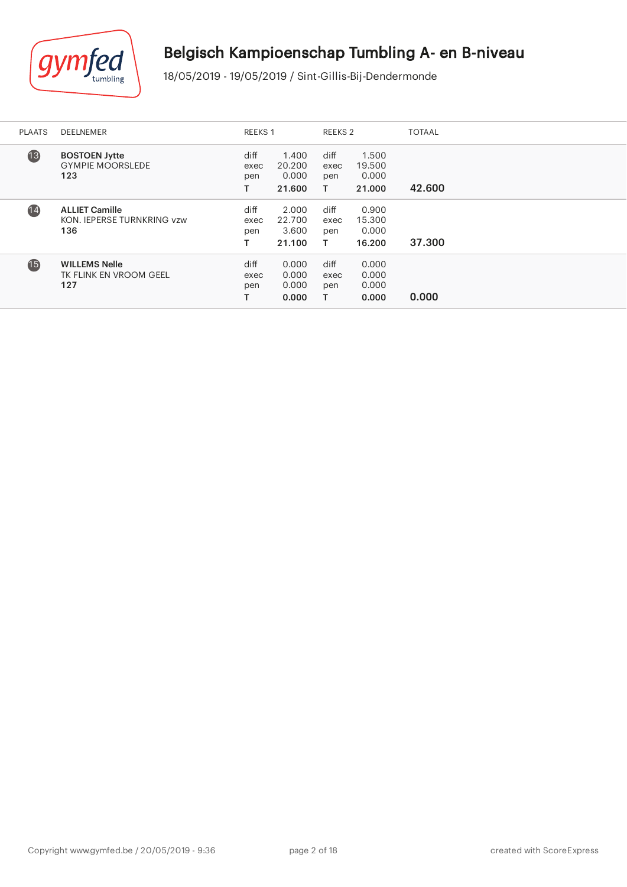# Belgisch Kampioenschap Tumbling A- en B-niveau

18/05/2019 - 19/05/2019 / Sint-Gillis-Bij-Dendermonde

| PLAATS | DEELNEMER | REEKS 1 | | REEKS 2 | | TOTAAL |
|---|---|---|---|---|---|---|
| 13 | **BOSTOEN Jytte**<br>GYMPIE MOORSLEDE<br>**123** | diff<br>exec<br>pen<br>**T** | 1.400<br>20.200<br>0.000<br>**21.600** | diff<br>exec<br>pen<br>**T** | 1.500<br>19.500<br>0.000<br>**21.000** | **42.600** |
| 14 | **ALLIET Camille**<br>KON. IEPERSE TURNKRING vzw<br>**136** | diff<br>exec<br>pen<br>**T** | 2.000<br>22.700<br>3.600<br>**21.100** | diff<br>exec<br>pen<br>**T** | 0.900<br>15.300<br>0.000<br>**16.200** | **37.300** |
| 15 | **WILLEMS Nelle**<br>TK FLINK EN VROOM GEEL<br>**127** | diff<br>exec<br>pen<br>**T** | 0.000<br>0.000<br>0.000<br>**0.000** | diff<br>exec<br>pen<br>**T** | 0.000<br>0.000<br>0.000<br>**0.000** | **0.000** |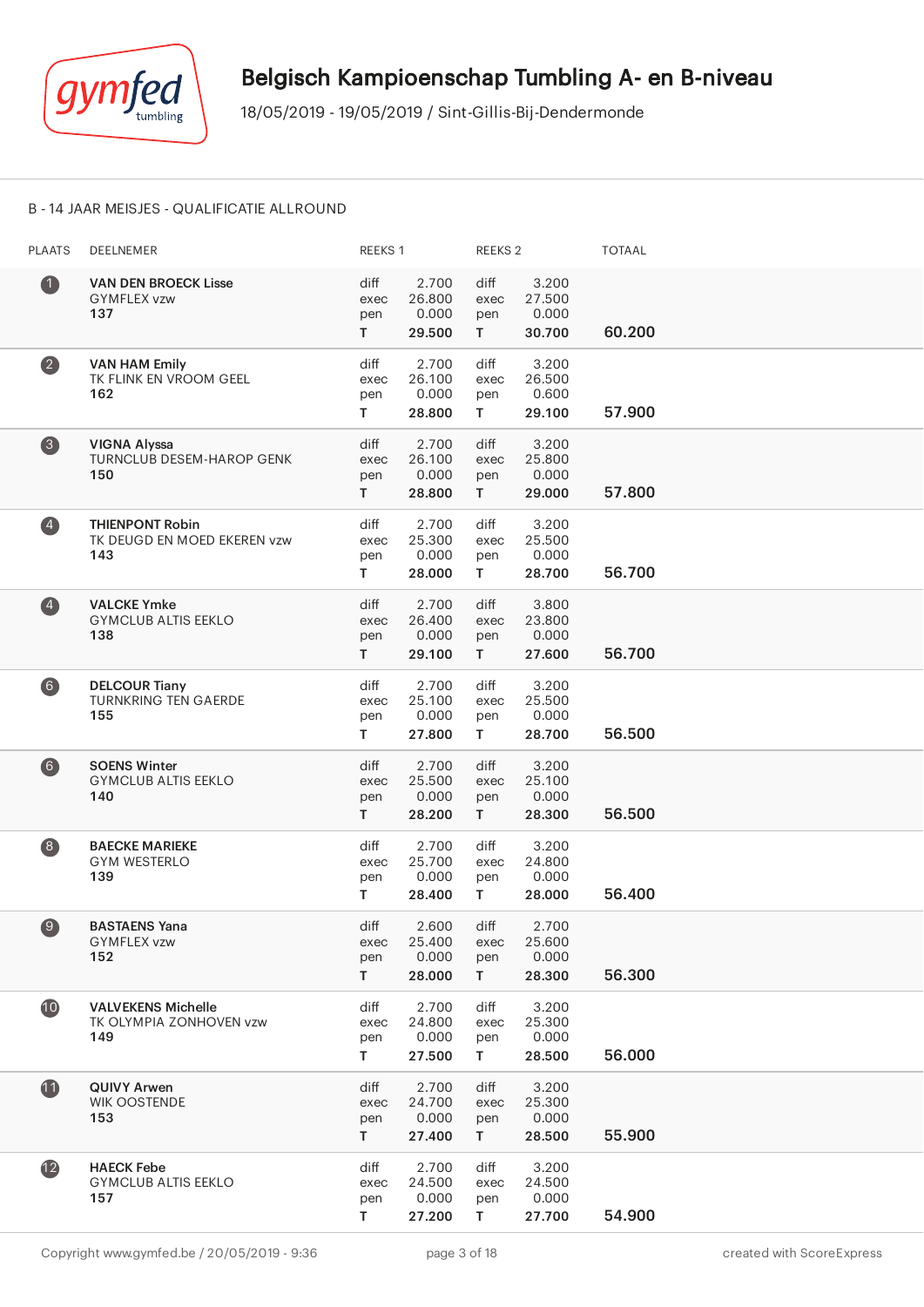# Belgisch Kampioenschap Tumbling A- en B-niveau

18/05/2019 - 19/05/2019 / Sint-Gillis-Bij-Dendermonde

B - 14 JAAR MEISJES - QUALIFICATIE ALLROUND

| PLAATS | DEELNEMER | REEKS 1 | | REEKS 2 | | TOTAAL |
|---|---|---|---|---|---|---|
| 1 | **VAN DEN BROECK Lisse**<br>GYMFLEX vzw<br>**137** | diff<br>exec<br>pen<br>**T** | 2.700<br>26.800<br>0.000<br>**29.500** | diff<br>exec<br>pen<br>**T** | 3.200<br>27.500<br>0.000<br>**30.700** | **60.200** |
| 2 | **VAN HAM Emily**<br>TK FLINK EN VROOM GEEL<br>**162** | diff<br>exec<br>pen<br>**T** | 2.700<br>26.100<br>0.000<br>**28.800** | diff<br>exec<br>pen<br>**T** | 3.200<br>26.500<br>0.600<br>**29.100** | **57.900** |
| 3 | **VIGNA Alyssa**<br>TURNCLUB DESEM-HAROP GENK<br>**150** | diff<br>exec<br>pen<br>**T** | 2.700<br>26.100<br>0.000<br>**28.800** | diff<br>exec<br>pen<br>**T** | 3.200<br>25.800<br>0.000<br>**29.000** | **57.800** |
| 4 | **THIENPONT Robin**<br>TK DEUGD EN MOED EKEREN vzw<br>**143** | diff<br>exec<br>pen<br>**T** | 2.700<br>25.300<br>0.000<br>**28.000** | diff<br>exec<br>pen<br>**T** | 3.200<br>25.500<br>0.000<br>**28.700** | **56.700** |
| 4 | **VALCKE Ymke**<br>GYMCLUB ALTIS EEKLO<br>**138** | diff<br>exec<br>pen<br>**T** | 2.700<br>26.400<br>0.000<br>**29.100** | diff<br>exec<br>pen<br>**T** | 3.800<br>23.800<br>0.000<br>**27.600** | **56.700** |
| 6 | **DELCOUR Tiany**<br>TURNKRING TEN GAERDE<br>**155** | diff<br>exec<br>pen<br>**T** | 2.700<br>25.100<br>0.000<br>**27.800** | diff<br>exec<br>pen<br>**T** | 3.200<br>25.500<br>0.000<br>**28.700** | **56.500** |
| 6 | **SOENS Winter**<br>GYMCLUB ALTIS EEKLO<br>**140** | diff<br>exec<br>pen<br>**T** | 2.700<br>25.500<br>0.000<br>**28.200** | diff<br>exec<br>pen<br>**T** | 3.200<br>25.100<br>0.000<br>**28.300** | **56.500** |
| 8 | **BAECKE MARIEKE**<br>GYM WESTERLO<br>**139** | diff<br>exec<br>pen<br>**T** | 2.700<br>25.700<br>0.000<br>**28.400** | diff<br>exec<br>pen<br>**T** | 3.200<br>24.800<br>0.000<br>**28.000** | **56.400** |
| 9 | **BASTAENS Yana**<br>GYMFLEX vzw<br>**152** | diff<br>exec<br>pen<br>**T** | 2.600<br>25.400<br>0.000<br>**28.000** | diff<br>exec<br>pen<br>**T** | 2.700<br>25.600<br>0.000<br>**28.300** | **56.300** |
| 10 | **VALVEKENS Michelle**<br>TK OLYMPIA ZONHOVEN vzw<br>**149** | diff<br>exec<br>pen<br>**T** | 2.700<br>24.800<br>0.000<br>**27.500** | diff<br>exec<br>pen<br>**T** | 3.200<br>25.300<br>0.000<br>**28.500** | **56.000** |
| 11 | **QUIVY Arwen**<br>WIK OOSTENDE<br>**153** | diff<br>exec<br>pen<br>**T** | 2.700<br>24.700<br>0.000<br>**27.400** | diff<br>exec<br>pen<br>**T** | 3.200<br>25.300<br>0.000<br>**28.500** | **55.900** |
| 12 | **HAECK Febe**<br>GYMCLUB ALTIS EEKLO<br>**157** | diff<br>exec<br>pen<br>**T** | 2.700<br>24.500<br>0.000<br>**27.200** | diff<br>exec<br>pen<br>**T** | 3.200<br>24.500<br>0.000<br>**27.700** | **54.900** |

Copyright www.gymfed.be / 20/05/2019 - 9:36 created with ScoreExpress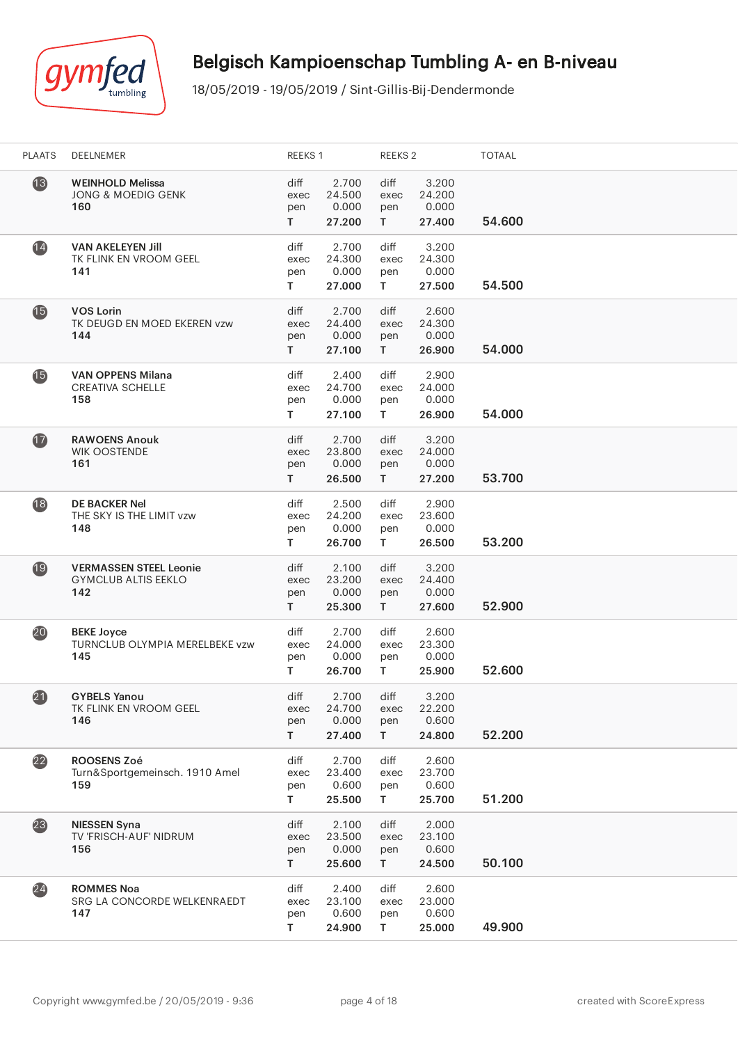# Belgisch Kampioenschap Tumbling A- en B-niveau

18/05/2019 - 19/05/2019 / Sint-Gillis-Bij-Dendermonde

| PLAATS | DEELNEMER | REEKS 1 | | REEKS 2 | | TOTAAL |
|---|---|---|---|---|---|---|
| 13 | **WEINHOLD Melissa**<br>JONG & MOEDIG GENK<br>**160** | diff<br>exec<br>pen<br>**T** | 2.700<br>24.500<br>0.000<br>**27.200** | diff<br>exec<br>pen<br>**T** | 3.200<br>24.200<br>0.000<br>**27.400** | **54.600** |
| 14 | **VAN AKELEYEN Jill**<br>TK FLINK EN VROOM GEEL<br>**141** | diff<br>exec<br>pen<br>**T** | 2.700<br>24.300<br>0.000<br>**27.000** | diff<br>exec<br>pen<br>**T** | 3.200<br>24.300<br>0.000<br>**27.500** | **54.500** |
| 15 | **VOS Lorin**<br>TK DEUGD EN MOED EKEREN vzw<br>**144** | diff<br>exec<br>pen<br>**T** | 2.700<br>24.400<br>0.000<br>**27.100** | diff<br>exec<br>pen<br>**T** | 2.600<br>24.300<br>0.000<br>**26.900** | **54.000** |
| 15 | **VAN OPPENS Milana**<br>CREATIVA SCHELLE<br>**158** | diff<br>exec<br>pen<br>**T** | 2.400<br>24.700<br>0.000<br>**27.100** | diff<br>exec<br>pen<br>**T** | 2.900<br>24.000<br>0.000<br>**26.900** | **54.000** |
| 17 | **RAWOENS Anouk**<br>WIK OOSTENDE<br>**161** | diff<br>exec<br>pen<br>**T** | 2.700<br>23.800<br>0.000<br>**26.500** | diff<br>exec<br>pen<br>**T** | 3.200<br>24.000<br>0.000<br>**27.200** | **53.700** |
| 18 | **DE BACKER Nel**<br>THE SKY IS THE LIMIT vzw<br>**148** | diff<br>exec<br>pen<br>**T** | 2.500<br>24.200<br>0.000<br>**26.700** | diff<br>exec<br>pen<br>**T** | 2.900<br>23.600<br>0.000<br>**26.500** | **53.200** |
| 19 | **VERMASSEN STEEL Leonie**<br>GYMCLUB ALTIS EEKLO<br>**142** | diff<br>exec<br>pen<br>**T** | 2.100<br>23.200<br>0.000<br>**25.300** | diff<br>exec<br>pen<br>**T** | 3.200<br>24.400<br>0.000<br>**27.600** | **52.900** |
| 20 | **BEKE Joyce**<br>TURNCLUB OLYMPIA MERELBEKE vzw<br>**145** | diff<br>exec<br>pen<br>**T** | 2.700<br>24.000<br>0.000<br>**26.700** | diff<br>exec<br>pen<br>**T** | 2.600<br>23.300<br>0.000<br>**25.900** | **52.600** |
| 21 | **GYBELS Yanou**<br>TK FLINK EN VROOM GEEL<br>**146** | diff<br>exec<br>pen<br>**T** | 2.700<br>24.700<br>0.000<br>**27.400** | diff<br>exec<br>pen<br>**T** | 3.200<br>22.200<br>0.600<br>**24.800** | **52.200** |
| 22 | **ROOSENS Zoé**<br>Turn&Sportgemeinsch. 1910 Amel<br>**159** | diff<br>exec<br>pen<br>**T** | 2.700<br>23.400<br>0.600<br>**25.500** | diff<br>exec<br>pen<br>**T** | 2.600<br>23.700<br>0.600<br>**25.700** | **51.200** |
| 23 | **NIESSEN Syna**<br>TV 'FRISCH-AUF' NIDRUM<br>**156** | diff<br>exec<br>pen<br>**T** | 2.100<br>23.500<br>0.000<br>**25.600** | diff<br>exec<br>pen<br>**T** | 2.000<br>23.100<br>0.600<br>**24.500** | **50.100** |
| 24 | **ROMMES Noa**<br>SRG LA CONCORDE WELKENRAEDT<br>**147** | diff<br>exec<br>pen<br>**T** | 2.400<br>23.100<br>0.600<br>**24.900** | diff<br>exec<br>pen<br>**T** | 2.600<br>23.000<br>0.600<br>**25.000** | **49.900** |

Copyright www.gymfed.be / 20/05/2019 - 9:36

created with ScoreExpress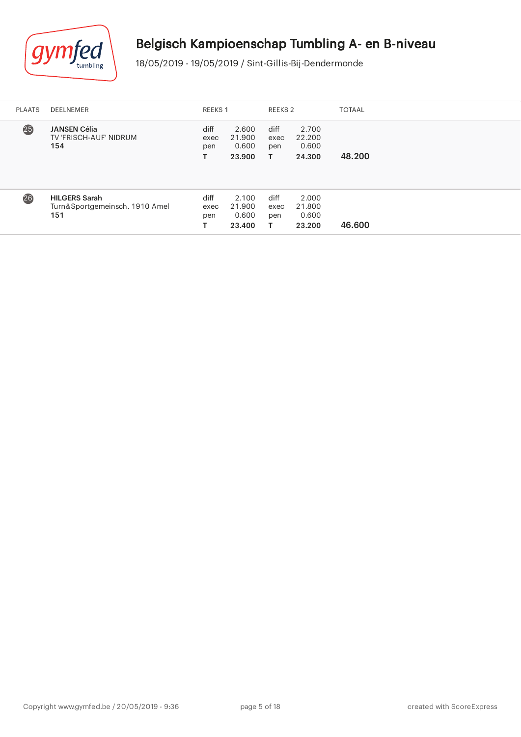# Belgisch Kampioenschap Tumbling A- en B-niveau

18/05/2019 - 19/05/2019 / Sint-Gillis-Bij-Dendermonde

| PLAATS | DEELNEMER | REEKS 1 | | REEKS 2 | | TOTAAL |
|---|---|---|---|---|---|---|
| 25 | **JANSEN Célia**<br>TV 'FRISCH-AUF' NIDRUM<br>**154** | diff<br>exec<br>pen<br>**T** | 2.600<br>21.900<br>0.600<br>**23.900** | diff<br>exec<br>pen<br>**T** | 2.700<br>22.200<br>0.600<br>**24.300** | 48.200 |
| 26 | **HILGERS Sarah**<br>Turn&Sportgemeinsch. 1910 Amel<br>**151** | diff<br>exec<br>pen<br>**T** | 2.100<br>21.900<br>0.600<br>**23.400** | diff<br>exec<br>pen<br>**T** | 2.000<br>21.800<br>0.600<br>**23.200** | 46.600 |

Copyright www.gymfed.be / 20/05/2019 - 9:36

created with ScoreExpress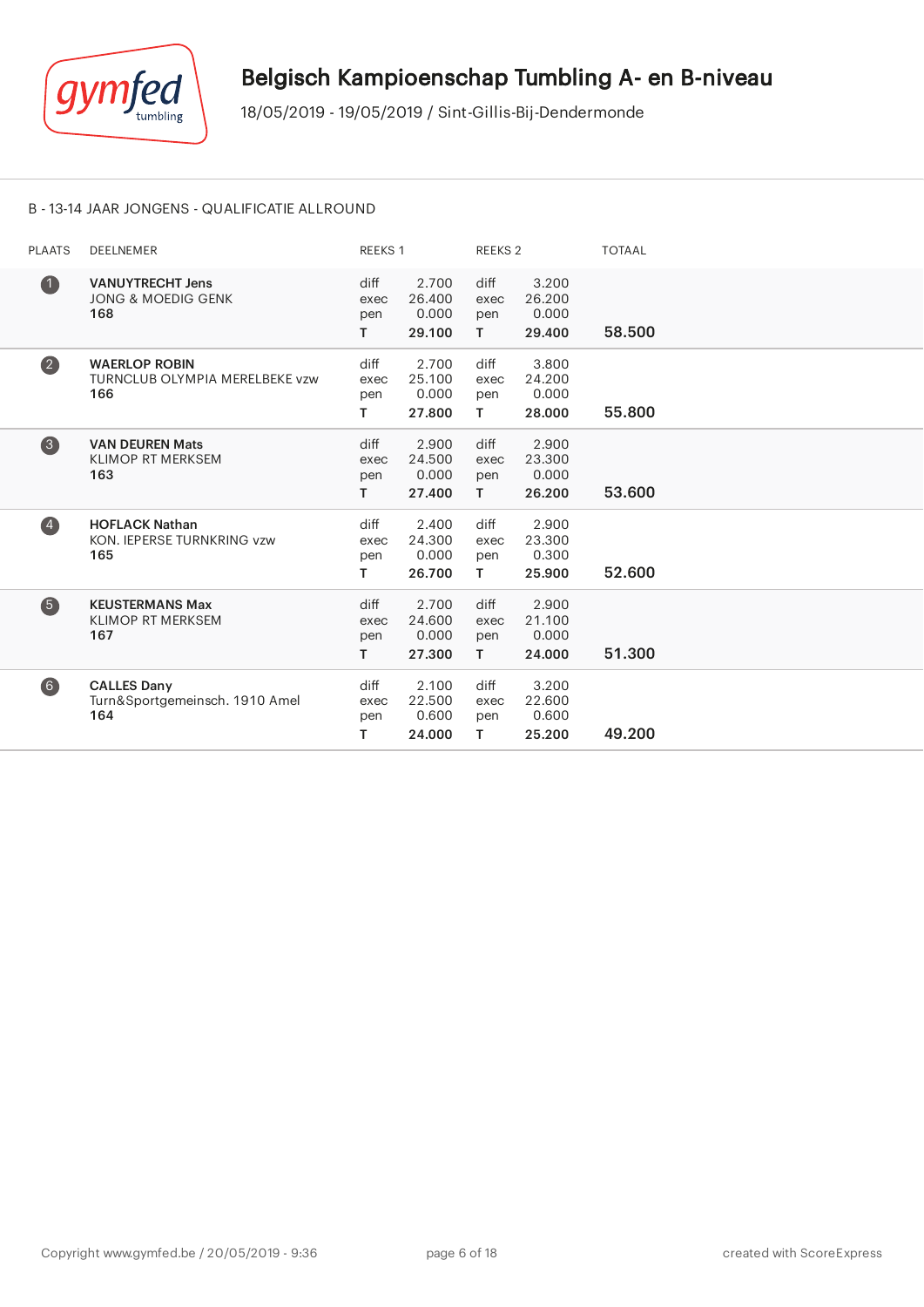# Belgisch Kampioenschap Tumbling A- en B-niveau

18/05/2019 - 19/05/2019 / Sint-Gillis-Bij-Dendermonde

## B - 13-14 JAAR JONGENS - QUALIFICATIE ALLROUND

| PLAATS | DEELNEMER | REEKS 1 | | REEKS 2 | | TOTAAL |
|---|---|---|---|---|---|---|
| 1 | **VANUYTRECHT Jens**<br>JONG & MOEDIG GENK<br>**168** | diff<br>exec<br>pen<br>**T** | 2.700<br>26.400<br>0.000<br>**29.100** | diff<br>exec<br>pen<br>**T** | 3.200<br>26.200<br>0.000<br>**29.400** | **58.500** |
| 2 | **WAERLOP ROBIN**<br>TURNCLUB OLYMPIA MERELBEKE vzw<br>**166** | diff<br>exec<br>pen<br>**T** | 2.700<br>25.100<br>0.000<br>**27.800** | diff<br>exec<br>pen<br>**T** | 3.800<br>24.200<br>0.000<br>**28.000** | **55.800** |
| 3 | **VAN DEUREN Mats**<br>KLIMOP RT MERKSEM<br>**163** | diff<br>exec<br>pen<br>**T** | 2.900<br>24.500<br>0.000<br>**27.400** | diff<br>exec<br>pen<br>**T** | 2.900<br>23.300<br>0.000<br>**26.200** | **53.600** |
| 4 | **HOFLACK Nathan**<br>KON. IEPERSE TURNKRING vzw<br>**165** | diff<br>exec<br>pen<br>**T** | 2.400<br>24.300<br>0.000<br>**26.700** | diff<br>exec<br>pen<br>**T** | 2.900<br>23.300<br>0.300<br>**25.900** | **52.600** |
| 5 | **KEUSTERMANS Max**<br>KLIMOP RT MERKSEM<br>**167** | diff<br>exec<br>pen<br>**T** | 2.700<br>24.600<br>0.000<br>**27.300** | diff<br>exec<br>pen<br>**T** | 2.900<br>21.100<br>0.000<br>**24.000** | **51.300** |
| 6 | **CALLES Dany**<br>Turn&Sportgemeinsch. 1910 Amel<br>**164** | diff<br>exec<br>pen<br>**T** | 2.100<br>22.500<br>0.600<br>**24.000** | diff<br>exec<br>pen<br>**T** | 3.200<br>22.600<br>0.600<br>**25.200** | **49.200** |

Copyright www.gymfed.be / 20/05/2019 - 9:36

created with ScoreExpress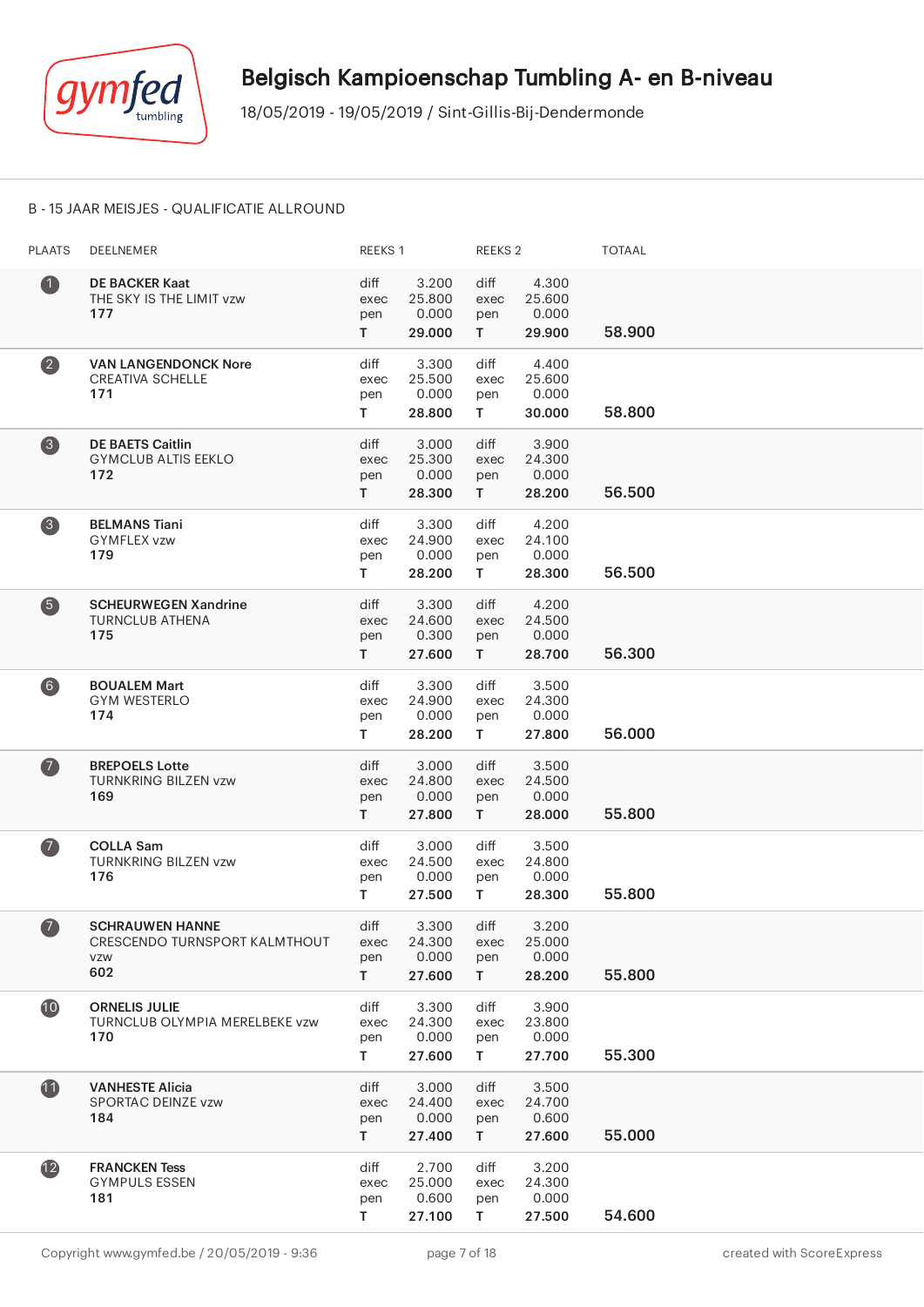# Belgisch Kampioenschap Tumbling A- en B-niveau

18/05/2019 - 19/05/2019 / Sint-Gillis-Bij-Dendermonde

## B - 15 JAAR MEISJES - QUALIFICATIE ALLROUND

| PLAATS | DEELNEMER | REEKS 1 | | REEKS 2 | | TOTAAL |
|---|---|---|---|---|---|---|
| 1 | **DE BACKER Kaat**<br>THE SKY IS THE LIMIT vzw<br>**177** | diff<br>exec<br>pen<br>**T** | 3.200<br>25.800<br>0.000<br>**29.000** | diff<br>exec<br>pen<br>**T** | 4.300<br>25.600<br>0.000<br>**29.900** | **58.900** |
| 2 | **VAN LANGENDONCK Nore**<br>CREATIVA SCHELLE<br>**171** | diff<br>exec<br>pen<br>**T** | 3.300<br>25.500<br>0.000<br>**28.800** | diff<br>exec<br>pen<br>**T** | 4.400<br>25.600<br>0.000<br>**30.000** | **58.800** |
| 3 | **DE BAETS Caitlin**<br>GYMCLUB ALTIS EEKLO<br>**172** | diff<br>exec<br>pen<br>**T** | 3.000<br>25.300<br>0.000<br>**28.300** | diff<br>exec<br>pen<br>**T** | 3.900<br>24.300<br>0.000<br>**28.200** | **56.500** |
| 3 | **BELMANS Tiani**<br>GYMFLEX vzw<br>**179** | diff<br>exec<br>pen<br>**T** | 3.300<br>24.900<br>0.000<br>**28.200** | diff<br>exec<br>pen<br>**T** | 4.200<br>24.100<br>0.000<br>**28.300** | **56.500** |
| 5 | **SCHEURWEGEN Xandrine**<br>TURNCLUB ATHENA<br>**175** | diff<br>exec<br>pen<br>**T** | 3.300<br>24.600<br>0.300<br>**27.600** | diff<br>exec<br>pen<br>**T** | 4.200<br>24.500<br>0.000<br>**28.700** | **56.300** |
| 6 | **BOUALEM Mart**<br>GYM WESTERLO<br>**174** | diff<br>exec<br>pen<br>**T** | 3.300<br>24.900<br>0.000<br>**28.200** | diff<br>exec<br>pen<br>**T** | 3.500<br>24.300<br>0.000<br>**27.800** | **56.000** |
| 7 | **BREPOELS Lotte**<br>TURNKRING BILZEN vzw<br>**169** | diff<br>exec<br>pen<br>**T** | 3.000<br>24.800<br>0.000<br>**27.800** | diff<br>exec<br>pen<br>**T** | 3.500<br>24.500<br>0.000<br>**28.000** | **55.800** |
| 7 | **COLLA Sam**<br>TURNKRING BILZEN vzw<br>**176** | diff<br>exec<br>pen<br>**T** | 3.000<br>24.500<br>0.000<br>**27.500** | diff<br>exec<br>pen<br>**T** | 3.500<br>24.800<br>0.000<br>**28.300** | **55.800** |
| 7 | **SCHRAUWEN HANNE**<br>CRESCENDO TURNSPORT KALMTHOUT vzw<br>**602** | diff<br>exec<br>pen<br>**T** | 3.300<br>24.300<br>0.000<br>**27.600** | diff<br>exec<br>pen<br>**T** | 3.200<br>25.000<br>0.000<br>**28.200** | **55.800** |
| 10 | **ORNELIS JULIE**<br>TURNCLUB OLYMPIA MERELBEKE vzw<br>**170** | diff<br>exec<br>pen<br>**T** | 3.300<br>24.300<br>0.000<br>**27.600** | diff<br>exec<br>pen<br>**T** | 3.900<br>23.800<br>0.000<br>**27.700** | **55.300** |
| 11 | **VANHESTE Alicia**<br>SPORTAC DEINZE vzw<br>**184** | diff<br>exec<br>pen<br>**T** | 3.000<br>24.400<br>0.000<br>**27.400** | diff<br>exec<br>pen<br>**T** | 3.500<br>24.700<br>0.600<br>**27.600** | **55.000** |
| 12 | **FRANCKEN Tess**<br>GYMPULS ESSEN<br>**181** | diff<br>exec<br>pen<br>**T** | 2.700<br>25.000<br>0.600<br>**27.100** | diff<br>exec<br>pen<br>**T** | 3.200<br>24.300<br>0.000<br>**27.500** | **54.600** |

Copyright www.gymfed.be / 20/05/2019 - 9:36 created with ScoreExpress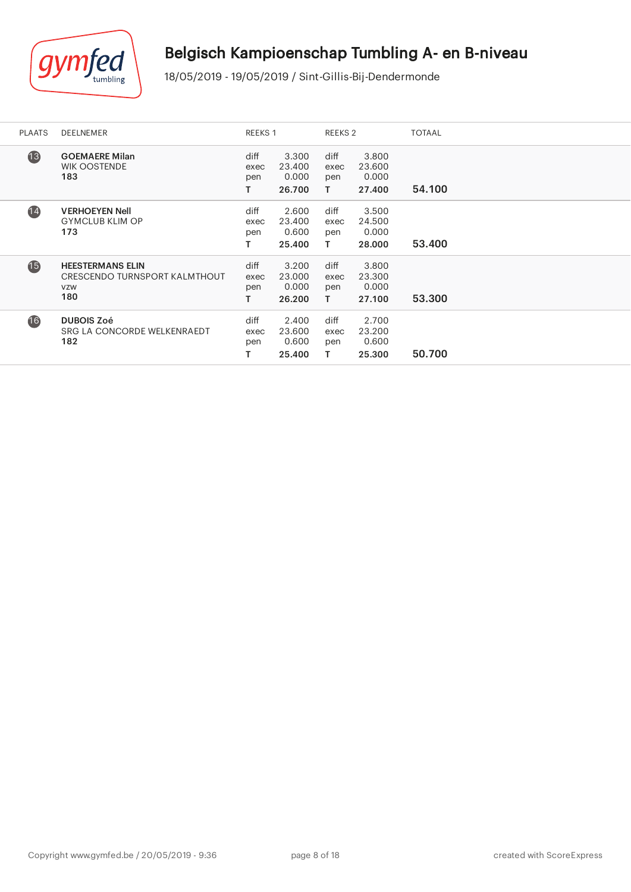# Belgisch Kampioenschap Tumbling A- en B-niveau

18/05/2019 - 19/05/2019 / Sint-Gillis-Bij-Dendermonde

| PLAATS | DEELNEMER | REEKS 1 | | REEKS 2 | | TOTAAL |
|---|---|---|---|---|---|---|
| 13 | **GOEMAERE Milan**<br>WIK OOSTENDE<br>**183** | diff<br>exec<br>pen<br>**T** | 3.300<br>23.400<br>0.000<br>**26.700** | diff<br>exec<br>pen<br>**T** | 3.800<br>23.600<br>0.000<br>**27.400** | 54.100 |
| 14 | **VERHOEYEN Nell**<br>GYMCLUB KLIM OP<br>**173** | diff<br>exec<br>pen<br>**T** | 2.600<br>23.400<br>0.600<br>**25.400** | diff<br>exec<br>pen<br>**T** | 3.500<br>24.500<br>0.000<br>**28.000** | 53.400 |
| 15 | **HEESTERMANS ELIN**<br>CRESCENDO TURNSPORT KALMTHOUT VZW<br>**180** | diff<br>exec<br>pen<br>**T** | 3.200<br>23.000<br>0.000<br>**26.200** | diff<br>exec<br>pen<br>**T** | 3.800<br>23.300<br>0.000<br>**27.100** | 53.300 |
| 16 | **DUBOIS Zoé**<br>SRG LA CONCORDE WELKENRAEDT<br>**182** | diff<br>exec<br>pen<br>**T** | 2.400<br>23.600<br>0.600<br>**25.400** | diff<br>exec<br>pen<br>**T** | 2.700<br>23.200<br>0.600<br>**25.300** | 50.700 |

Copyright www.gymfed.be / 20/05/2019 - 9:36

created with ScoreExpress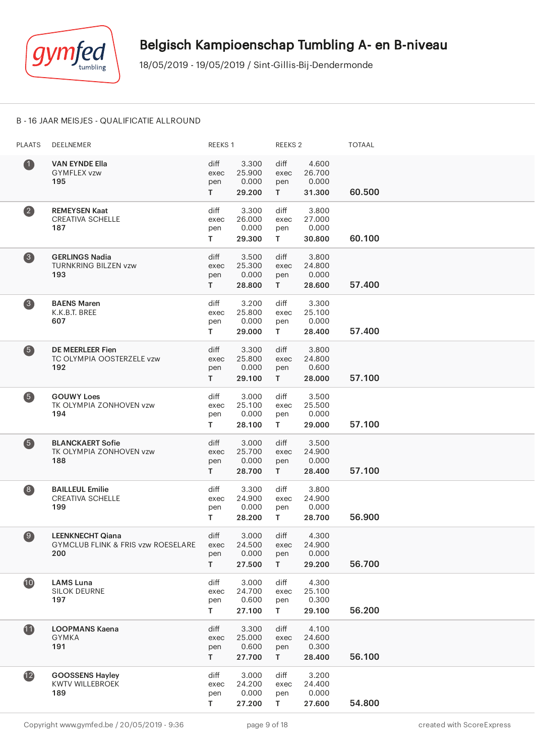# Belgisch Kampioenschap Tumbling A- en B-niveau

18/05/2019 - 19/05/2019 / Sint-Gillis-Bij-Dendermonde

## B - 16 JAAR MEISJES - QUALIFICATIE ALLROUND

| PLAATS | DEELNEMER | REEKS 1 | | REEKS 2 | | TOTAAL |
|---|---|---|---|---|---|---|
| 1 | **VAN EYNDE Ella**<br>GYMFLEX vzw<br>**195** | diff<br>exec<br>pen<br>**T** | 3.300<br>25.900<br>0.000<br>**29.200** | diff<br>exec<br>pen<br>**T** | 4.600<br>26.700<br>0.000<br>**31.300** | **60.500** |
| 2 | **REMEYSEN Kaat**<br>CREATIVA SCHELLE<br>**187** | diff<br>exec<br>pen<br>**T** | 3.300<br>26.000<br>0.000<br>**29.300** | diff<br>exec<br>pen<br>**T** | 3.800<br>27.000<br>0.000<br>**30.800** | **60.100** |
| 3 | **GERLINGS Nadia**<br>TURNKRING BILZEN vzw<br>**193** | diff<br>exec<br>pen<br>**T** | 3.500<br>25.300<br>0.000<br>**28.800** | diff<br>exec<br>pen<br>**T** | 3.800<br>24.800<br>0.000<br>**28.600** | **57.400** |
| 3 | **BAENS Maren**<br>K.K.B.T. BREE<br>**607** | diff<br>exec<br>pen<br>**T** | 3.200<br>25.800<br>0.000<br>**29.000** | diff<br>exec<br>pen<br>**T** | 3.300<br>25.100<br>0.000<br>**28.400** | **57.400** |
| 5 | **DE MEERLEER Fien**<br>TC OLYMPIA OOSTERZELE vzw<br>**192** | diff<br>exec<br>pen<br>**T** | 3.300<br>25.800<br>0.000<br>**29.100** | diff<br>exec<br>pen<br>**T** | 3.800<br>24.800<br>0.600<br>**28.000** | **57.100** |
| 5 | **GOUWY Loes**<br>TK OLYMPIA ZONHOVEN vzw<br>**194** | diff<br>exec<br>pen<br>**T** | 3.000<br>25.100<br>0.000<br>**28.100** | diff<br>exec<br>pen<br>**T** | 3.500<br>25.500<br>0.000<br>**29.000** | **57.100** |
| 5 | **BLANCKAERT Sofie**<br>TK OLYMPIA ZONHOVEN vzw<br>**188** | diff<br>exec<br>pen<br>**T** | 3.000<br>25.700<br>0.000<br>**28.700** | diff<br>exec<br>pen<br>**T** | 3.500<br>24.900<br>0.000<br>**28.400** | **57.100** |
| 8 | **BAILLEUL Emilie**<br>CREATIVA SCHELLE<br>**199** | diff<br>exec<br>pen<br>**T** | 3.300<br>24.900<br>0.000<br>**28.200** | diff<br>exec<br>pen<br>**T** | 3.800<br>24.900<br>0.000<br>**28.700** | **56.900** |
| 9 | **LEENKNECHT Qiana**<br>GYMCLUB FLINK & FRIS vzw ROESELARE<br>**200** | diff<br>exec<br>pen<br>**T** | 3.000<br>24.500<br>0.000<br>**27.500** | diff<br>exec<br>pen<br>**T** | 4.300<br>24.900<br>0.000<br>**29.200** | **56.700** |
| 10 | **LAMS Luna**<br>SILOK DEURNE<br>**197** | diff<br>exec<br>pen<br>**T** | 3.000<br>24.700<br>0.600<br>**27.100** | diff<br>exec<br>pen<br>**T** | 4.300<br>25.100<br>0.300<br>**29.100** | **56.200** |
| 11 | **LOOPMANS Kaena**<br>GYMKA<br>**191** | diff<br>exec<br>pen<br>**T** | 3.300<br>25.000<br>0.600<br>**27.700** | diff<br>exec<br>pen<br>**T** | 4.100<br>24.600<br>0.300<br>**28.400** | **56.100** |
| 12 | **GOOSSENS Hayley**<br>KWTV WILLEBROEK<br>**189** | diff<br>exec<br>pen<br>**T** | 3.000<br>24.200<br>0.000<br>**27.200** | diff<br>exec<br>pen<br>**T** | 3.200<br>24.400<br>0.000<br>**27.600** | **54.800** |

Copyright www.gymfed.be / 20/05/2019 - 9:36 — created with ScoreExpress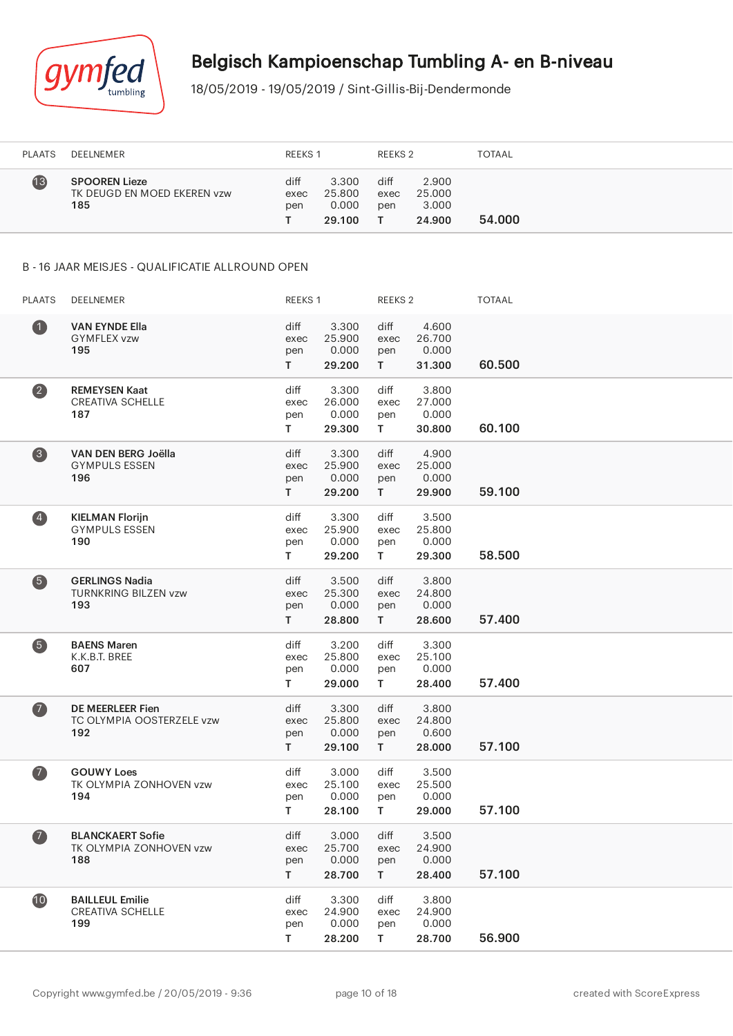# Belgisch Kampioenschap Tumbling A- en B-niveau

18/05/2019 - 19/05/2019 / Sint-Gillis-Bij-Dendermonde

| PLAATS | DEELNEMER | REEKS 1 | | REEKS 2 | | TOTAAL |
|---|---|---|---|---|---|---|
| 13 | **SPOOREN Lieze**<br>TK DEUGD EN MOED EKEREN vzw<br>**185** | diff<br>exec<br>pen<br>**T** | 3.300<br>25.800<br>0.000<br>**29.100** | diff<br>exec<br>pen<br>**T** | 2.900<br>25.000<br>3.000<br>**24.900** | **54.000** |

## B - 16 JAAR MEISJES - QUALIFICATIE ALLROUND OPEN

| PLAATS | DEELNEMER | REEKS 1 | | REEKS 2 | | TOTAAL |
|---|---|---|---|---|---|---|
| 1 | **VAN EYNDE Ella**<br>GYMFLEX vzw<br>**195** | diff<br>exec<br>pen<br>**T** | 3.300<br>25.900<br>0.000<br>**29.200** | diff<br>exec<br>pen<br>**T** | 4.600<br>26.700<br>0.000<br>**31.300** | **60.500** |
| 2 | **REMEYSEN Kaat**<br>CREATIVA SCHELLE<br>**187** | diff<br>exec<br>pen<br>**T** | 3.300<br>26.000<br>0.000<br>**29.300** | diff<br>exec<br>pen<br>**T** | 3.800<br>27.000<br>0.000<br>**30.800** | **60.100** |
| 3 | **VAN DEN BERG Joëlla**<br>GYMPULS ESSEN<br>**196** | diff<br>exec<br>pen<br>**T** | 3.300<br>25.900<br>0.000<br>**29.200** | diff<br>exec<br>pen<br>**T** | 4.900<br>25.000<br>0.000<br>**29.900** | **59.100** |
| 4 | **KIELMAN Florijn**<br>GYMPULS ESSEN<br>**190** | diff<br>exec<br>pen<br>**T** | 3.300<br>25.900<br>0.000<br>**29.200** | diff<br>exec<br>pen<br>**T** | 3.500<br>25.800<br>0.000<br>**29.300** | **58.500** |
| 5 | **GERLINGS Nadia**<br>TURNKRING BILZEN vzw<br>**193** | diff<br>exec<br>pen<br>**T** | 3.500<br>25.300<br>0.000<br>**28.800** | diff<br>exec<br>pen<br>**T** | 3.800<br>24.800<br>0.000<br>**28.600** | **57.400** |
| 5 | **BAENS Maren**<br>K.K.B.T. BREE<br>**607** | diff<br>exec<br>pen<br>**T** | 3.200<br>25.800<br>0.000<br>**29.000** | diff<br>exec<br>pen<br>**T** | 3.300<br>25.100<br>0.000<br>**28.400** | **57.400** |
| 7 | **DE MEERLEER Fien**<br>TC OLYMPIA OOSTERZELE vzw<br>**192** | diff<br>exec<br>pen<br>**T** | 3.300<br>25.800<br>0.000<br>**29.100** | diff<br>exec<br>pen<br>**T** | 3.800<br>24.800<br>0.600<br>**28.000** | **57.100** |
| 7 | **GOUWY Loes**<br>TK OLYMPIA ZONHOVEN vzw<br>**194** | diff<br>exec<br>pen<br>**T** | 3.000<br>25.100<br>0.000<br>**28.100** | diff<br>exec<br>pen<br>**T** | 3.500<br>25.500<br>0.000<br>**29.000** | **57.100** |
| 7 | **BLANCKAERT Sofie**<br>TK OLYMPIA ZONHOVEN vzw<br>**188** | diff<br>exec<br>pen<br>**T** | 3.000<br>25.700<br>0.000<br>**28.700** | diff<br>exec<br>pen<br>**T** | 3.500<br>24.900<br>0.000<br>**28.400** | **57.100** |
| 10 | **BAILLEUL Emilie**<br>CREATIVA SCHELLE<br>**199** | diff<br>exec<br>pen<br>**T** | 3.300<br>24.900<br>0.000<br>**28.200** | diff<br>exec<br>pen<br>**T** | 3.800<br>24.900<br>0.000<br>**28.700** | **56.900** |

Copyright www.gymfed.be / 20/05/2019 - 9:36 created with ScoreExpress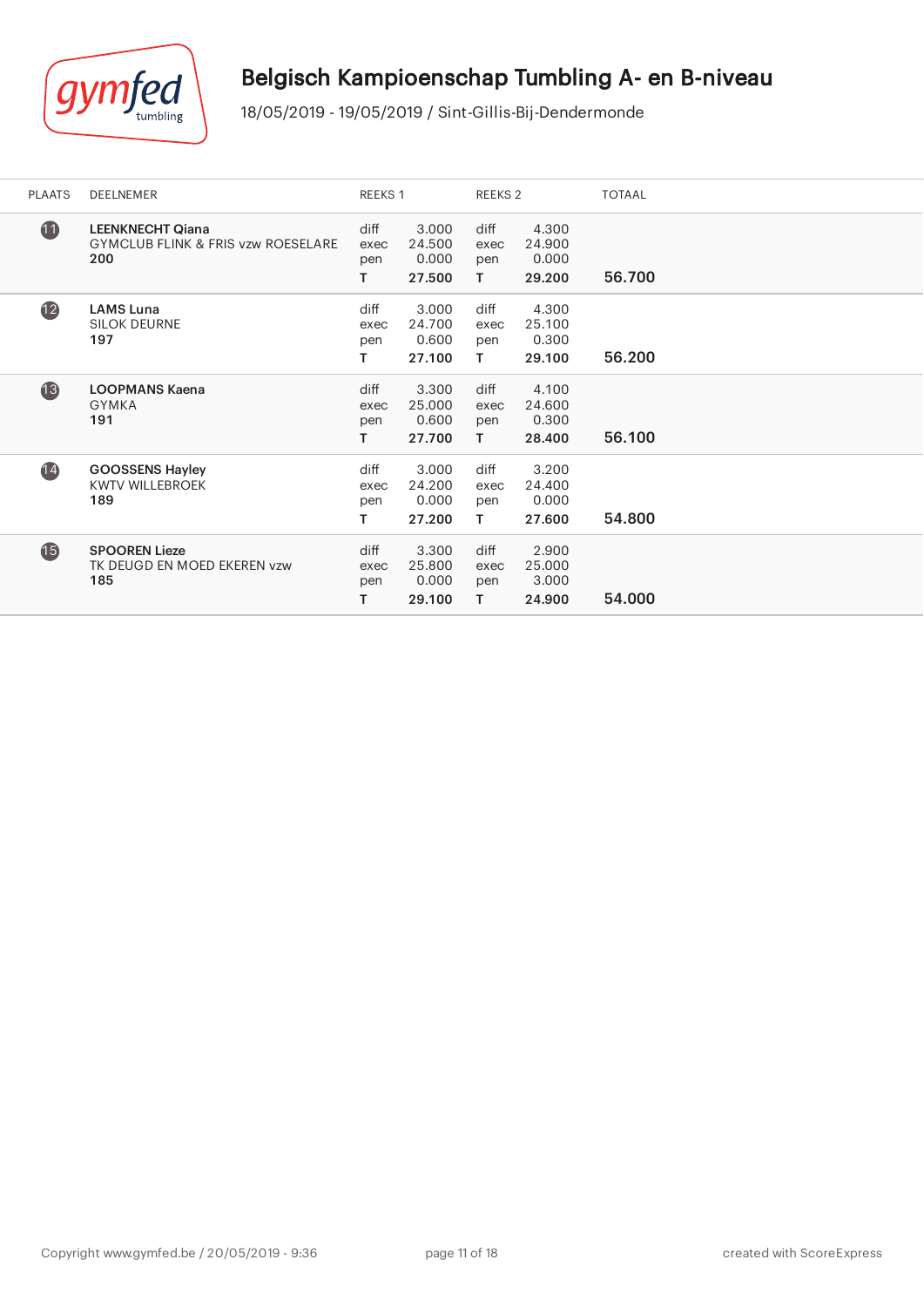# Belgisch Kampioenschap Tumbling A- en B-niveau

18/05/2019 - 19/05/2019 / Sint-Gillis-Bij-Dendermonde

| PLAATS | DEELNEMER | REEKS 1 | | REEKS 2 | | TOTAAL |
|---|---|---|---|---|---|---|
| 11 | **LEENKNECHT Qiana**<br>GYMCLUB FLINK & FRIS vzw ROESELARE<br>**200** | diff<br>exec<br>pen<br>**T** | 3.000<br>24.500<br>0.000<br>**27.500** | diff<br>exec<br>pen<br>**T** | 4.300<br>24.900<br>0.000<br>**29.200** | 56.700 |
| 12 | **LAMS Luna**<br>SILOK DEURNE<br>**197** | diff<br>exec<br>pen<br>**T** | 3.000<br>24.700<br>0.600<br>**27.100** | diff<br>exec<br>pen<br>**T** | 4.300<br>25.100<br>0.300<br>**29.100** | 56.200 |
| 13 | **LOOPMANS Kaena**<br>GYMKA<br>**191** | diff<br>exec<br>pen<br>**T** | 3.300<br>25.000<br>0.600<br>**27.700** | diff<br>exec<br>pen<br>**T** | 4.100<br>24.600<br>0.300<br>**28.400** | 56.100 |
| 14 | **GOOSSENS Hayley**<br>KWTV WILLEBROEK<br>**189** | diff<br>exec<br>pen<br>**T** | 3.000<br>24.200<br>0.000<br>**27.200** | diff<br>exec<br>pen<br>**T** | 3.200<br>24.400<br>0.000<br>**27.600** | 54.800 |
| 15 | **SPOOREN Lieze**<br>TK DEUGD EN MOED EKEREN vzw<br>**185** | diff<br>exec<br>pen<br>**T** | 3.300<br>25.800<br>0.000<br>**29.100** | diff<br>exec<br>pen<br>**T** | 2.900<br>25.000<br>3.000<br>**24.900** | 54.000 |

Copyright www.gymfed.be / 20/05/2019 - 9:36

created with ScoreExpress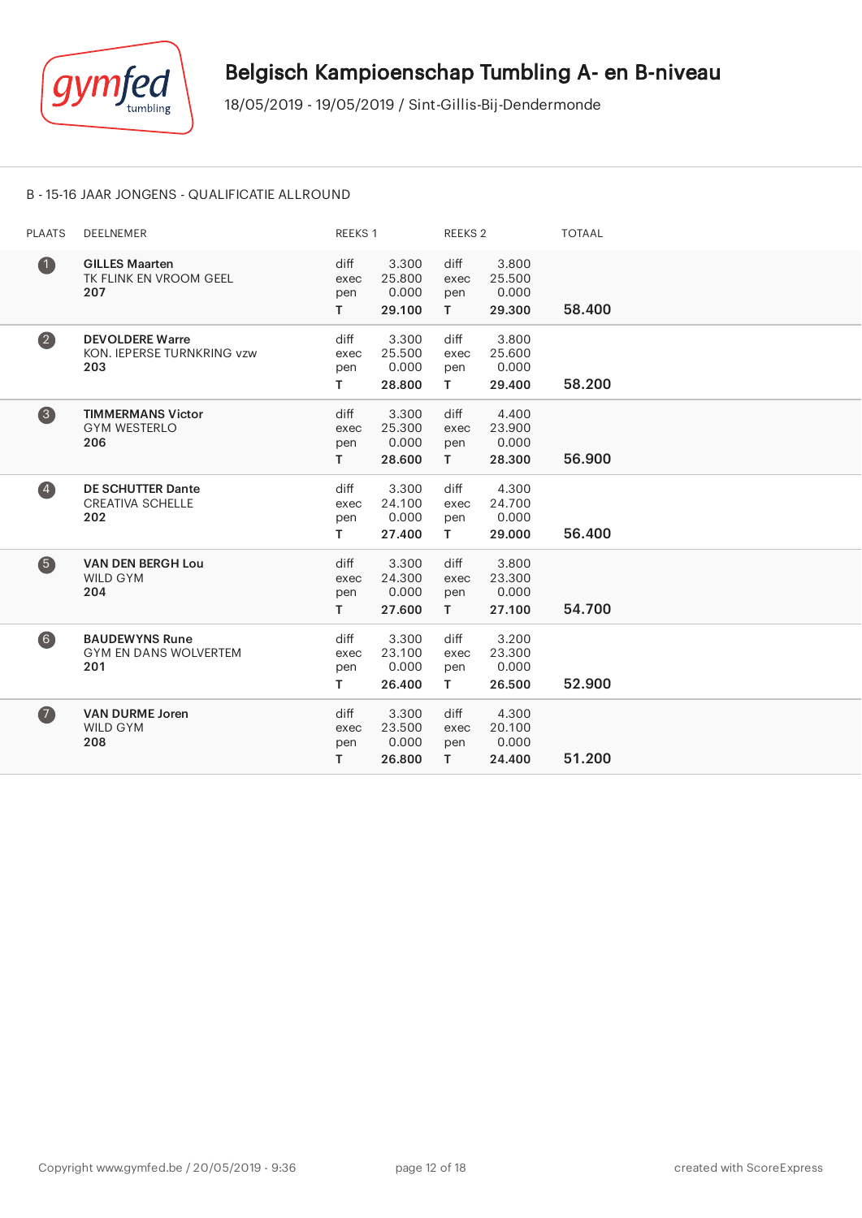# Belgisch Kampioenschap Tumbling A- en B-niveau

18/05/2019 - 19/05/2019 / Sint-Gillis-Bij-Dendermonde

B - 15-16 JAAR JONGENS - QUALIFICATIE ALLROUND

| PLAATS | DEELNEMER | REEKS 1 | | REEKS 2 | | TOTAAL |
|---|---|---|---|---|---|---|
| 1 | **GILLES Maarten**<br>TK FLINK EN VROOM GEEL<br>**207** | diff<br>exec<br>pen<br>**T** | 3.300<br>25.800<br>0.000<br>**29.100** | diff<br>exec<br>pen<br>**T** | 3.800<br>25.500<br>0.000<br>**29.300** | **58.400** |
| 2 | **DEVOLDERE Warre**<br>KON. IEPERSE TURNKRING vzw<br>**203** | diff<br>exec<br>pen<br>**T** | 3.300<br>25.500<br>0.000<br>**28.800** | diff<br>exec<br>pen<br>**T** | 3.800<br>25.600<br>0.000<br>**29.400** | **58.200** |
| 3 | **TIMMERMANS Victor**<br>GYM WESTERLO<br>**206** | diff<br>exec<br>pen<br>**T** | 3.300<br>25.300<br>0.000<br>**28.600** | diff<br>exec<br>pen<br>**T** | 4.400<br>23.900<br>0.000<br>**28.300** | **56.900** |
| 4 | **DE SCHUTTER Dante**<br>CREATIVA SCHELLE<br>**202** | diff<br>exec<br>pen<br>**T** | 3.300<br>24.100<br>0.000<br>**27.400** | diff<br>exec<br>pen<br>**T** | 4.300<br>24.700<br>0.000<br>**29.000** | **56.400** |
| 5 | **VAN DEN BERGH Lou**<br>WILD GYM<br>**204** | diff<br>exec<br>pen<br>**T** | 3.300<br>24.300<br>0.000<br>**27.600** | diff<br>exec<br>pen<br>**T** | 3.800<br>23.300<br>0.000<br>**27.100** | **54.700** |
| 6 | **BAUDEWYNS Rune**<br>GYM EN DANS WOLVERTEM<br>**201** | diff<br>exec<br>pen<br>**T** | 3.300<br>23.100<br>0.000<br>**26.400** | diff<br>exec<br>pen<br>**T** | 3.200<br>23.300<br>0.000<br>**26.500** | **52.900** |
| 7 | **VAN DURME Joren**<br>WILD GYM<br>**208** | diff<br>exec<br>pen<br>**T** | 3.300<br>23.500<br>0.000<br>**26.800** | diff<br>exec<br>pen<br>**T** | 4.300<br>20.100<br>0.000<br>**24.400** | **51.200** |

Copyright www.gymfed.be / 20/05/2019 - 9:36 created with ScoreExpress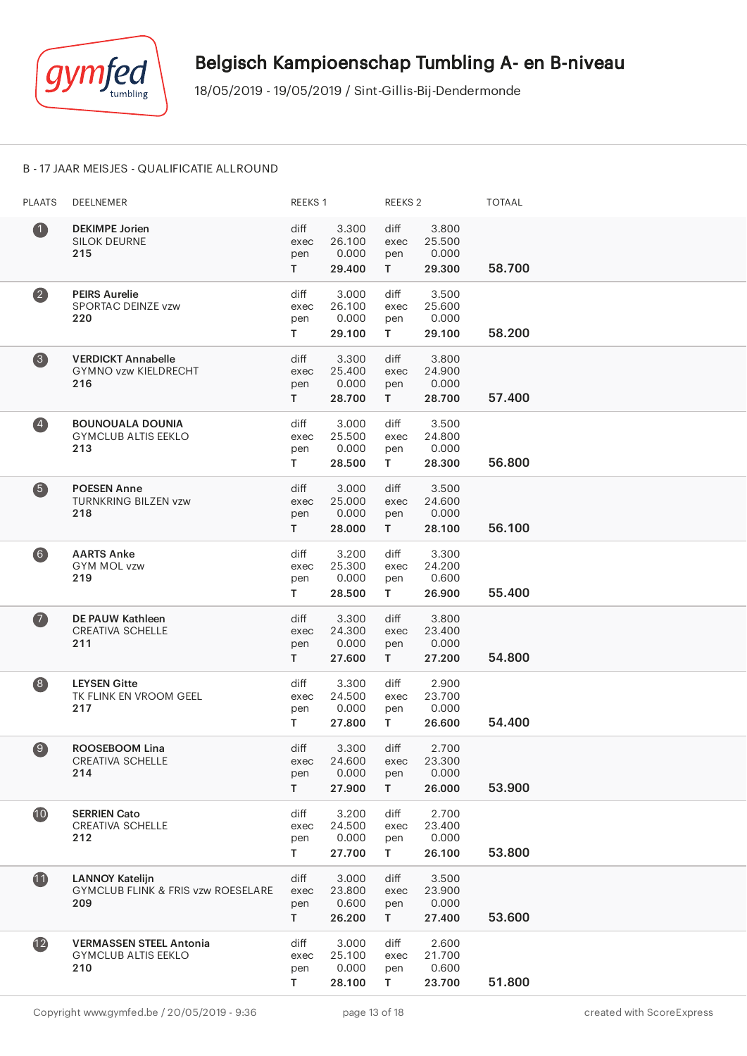# Belgisch Kampioenschap Tumbling A- en B-niveau

18/05/2019 - 19/05/2019 / Sint-Gillis-Bij-Dendermonde

## B - 17 JAAR MEISJES - QUALIFICATIE ALLROUND

| PLAATS | DEELNEMER | REEKS 1 | | REEKS 2 | | TOTAAL |
|---|---|---|---|---|---|---|
| 1 | **DEKIMPE Jorien**<br>SILOK DEURNE<br>**215** | diff<br>exec<br>pen<br>**T** | 3.300<br>26.100<br>0.000<br>**29.400** | diff<br>exec<br>pen<br>**T** | 3.800<br>25.500<br>0.000<br>**29.300** | **58.700** |
| 2 | **PEIRS Aurelie**<br>SPORTAC DEINZE vzw<br>**220** | diff<br>exec<br>pen<br>**T** | 3.000<br>26.100<br>0.000<br>**29.100** | diff<br>exec<br>pen<br>**T** | 3.500<br>25.600<br>0.000<br>**29.100** | **58.200** |
| 3 | **VERDICKT Annabelle**<br>GYMNO vzw KIELDRECHT<br>**216** | diff<br>exec<br>pen<br>**T** | 3.300<br>25.400<br>0.000<br>**28.700** | diff<br>exec<br>pen<br>**T** | 3.800<br>24.900<br>0.000<br>**28.700** | **57.400** |
| 4 | **BOUNOUALA DOUNIA**<br>GYMCLUB ALTIS EEKLO<br>**213** | diff<br>exec<br>pen<br>**T** | 3.000<br>25.500<br>0.000<br>**28.500** | diff<br>exec<br>pen<br>**T** | 3.500<br>24.800<br>0.000<br>**28.300** | **56.800** |
| 5 | **POESEN Anne**<br>TURNKRING BILZEN vzw<br>**218** | diff<br>exec<br>pen<br>**T** | 3.000<br>25.000<br>0.000<br>**28.000** | diff<br>exec<br>pen<br>**T** | 3.500<br>24.600<br>0.000<br>**28.100** | **56.100** |
| 6 | **AARTS Anke**<br>GYM MOL vzw<br>**219** | diff<br>exec<br>pen<br>**T** | 3.200<br>25.300<br>0.000<br>**28.500** | diff<br>exec<br>pen<br>**T** | 3.300<br>24.200<br>0.600<br>**26.900** | **55.400** |
| 7 | **DE PAUW Kathleen**<br>CREATIVA SCHELLE<br>**211** | diff<br>exec<br>pen<br>**T** | 3.300<br>24.300<br>0.000<br>**27.600** | diff<br>exec<br>pen<br>**T** | 3.800<br>23.400<br>0.000<br>**27.200** | **54.800** |
| 8 | **LEYSEN Gitte**<br>TK FLINK EN VROOM GEEL<br>**217** | diff<br>exec<br>pen<br>**T** | 3.300<br>24.500<br>0.000<br>**27.800** | diff<br>exec<br>pen<br>**T** | 2.900<br>23.700<br>0.000<br>**26.600** | **54.400** |
| 9 | **ROOSEBOOM Lina**<br>CREATIVA SCHELLE<br>**214** | diff<br>exec<br>pen<br>**T** | 3.300<br>24.600<br>0.000<br>**27.900** | diff<br>exec<br>pen<br>**T** | 2.700<br>23.300<br>0.000<br>**26.000** | **53.900** |
| 10 | **SERRIEN Cato**<br>CREATIVA SCHELLE<br>**212** | diff<br>exec<br>pen<br>**T** | 3.200<br>24.500<br>0.000<br>**27.700** | diff<br>exec<br>pen<br>**T** | 2.700<br>23.400<br>0.000<br>**26.100** | **53.800** |
| 11 | **LANNOY Katelijn**<br>GYMCLUB FLINK & FRIS vzw ROESELARE<br>**209** | diff<br>exec<br>pen<br>**T** | 3.000<br>23.800<br>0.600<br>**26.200** | diff<br>exec<br>pen<br>**T** | 3.500<br>23.900<br>0.000<br>**27.400** | **53.600** |
| 12 | **VERMASSEN STEEL Antonia**<br>GYMCLUB ALTIS EEKLO<br>**210** | diff<br>exec<br>pen<br>**T** | 3.000<br>25.100<br>0.000<br>**28.100** | diff<br>exec<br>pen<br>**T** | 2.600<br>21.700<br>0.600<br>**23.700** | **51.800** |

Copyright www.gymfed.be / 20/05/2019 - 9:36 — created with ScoreExpress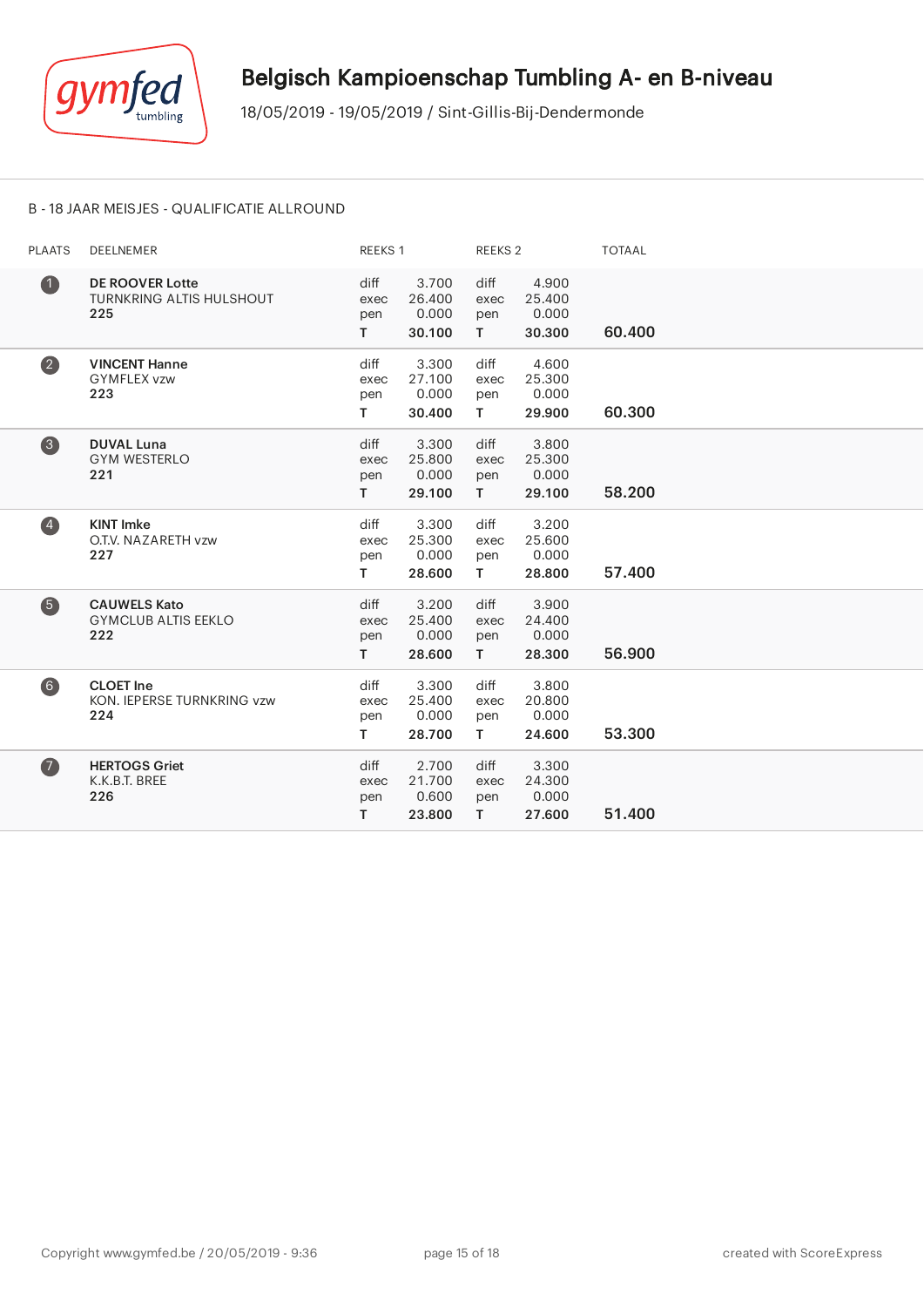# Belgisch Kampioenschap Tumbling A- en B-niveau

18/05/2019 - 19/05/2019 / Sint-Gillis-Bij-Dendermonde

## B - 18 JAAR MEISJES - QUALIFICATIE ALLROUND

| PLAATS | DEELNEMER | REEKS 1 | | REEKS 2 | | TOTAAL |
|---|---|---|---|---|---|---|
| 1 | **DE ROOVER Lotte**<br>TURNKRING ALTIS HULSHOUT<br>**225** | diff<br>exec<br>pen<br>**T** | 3.700<br>26.400<br>0.000<br>**30.100** | diff<br>exec<br>pen<br>**T** | 4.900<br>25.400<br>0.000<br>**30.300** | **60.400** |
| 2 | **VINCENT Hanne**<br>GYMFLEX vzw<br>**223** | diff<br>exec<br>pen<br>**T** | 3.300<br>27.100<br>0.000<br>**30.400** | diff<br>exec<br>pen<br>**T** | 4.600<br>25.300<br>0.000<br>**29.900** | **60.300** |
| 3 | **DUVAL Luna**<br>GYM WESTERLO<br>**221** | diff<br>exec<br>pen<br>**T** | 3.300<br>25.800<br>0.000<br>**29.100** | diff<br>exec<br>pen<br>**T** | 3.800<br>25.300<br>0.000<br>**29.100** | **58.200** |
| 4 | **KINT Imke**<br>O.T.V. NAZARETH vzw<br>**227** | diff<br>exec<br>pen<br>**T** | 3.300<br>25.300<br>0.000<br>**28.600** | diff<br>exec<br>pen<br>**T** | 3.200<br>25.600<br>0.000<br>**28.800** | **57.400** |
| 5 | **CAUWELS Kato**<br>GYMCLUB ALTIS EEKLO<br>**222** | diff<br>exec<br>pen<br>**T** | 3.200<br>25.400<br>0.000<br>**28.600** | diff<br>exec<br>pen<br>**T** | 3.900<br>24.400<br>0.000<br>**28.300** | **56.900** |
| 6 | **CLOET Ine**<br>KON. IEPERSE TURNKRING vzw<br>**224** | diff<br>exec<br>pen<br>**T** | 3.300<br>25.400<br>0.000<br>**28.700** | diff<br>exec<br>pen<br>**T** | 3.800<br>20.800<br>0.000<br>**24.600** | **53.300** |
| 7 | **HERTOGS Griet**<br>K.K.B.T. BREE<br>**226** | diff<br>exec<br>pen<br>**T** | 2.700<br>21.700<br>0.600<br>**23.800** | diff<br>exec<br>pen<br>**T** | 3.300<br>24.300<br>0.000<br>**27.600** | **51.400** |

Copyright www.gymfed.be / 20/05/2019 - 9:36

created with ScoreExpress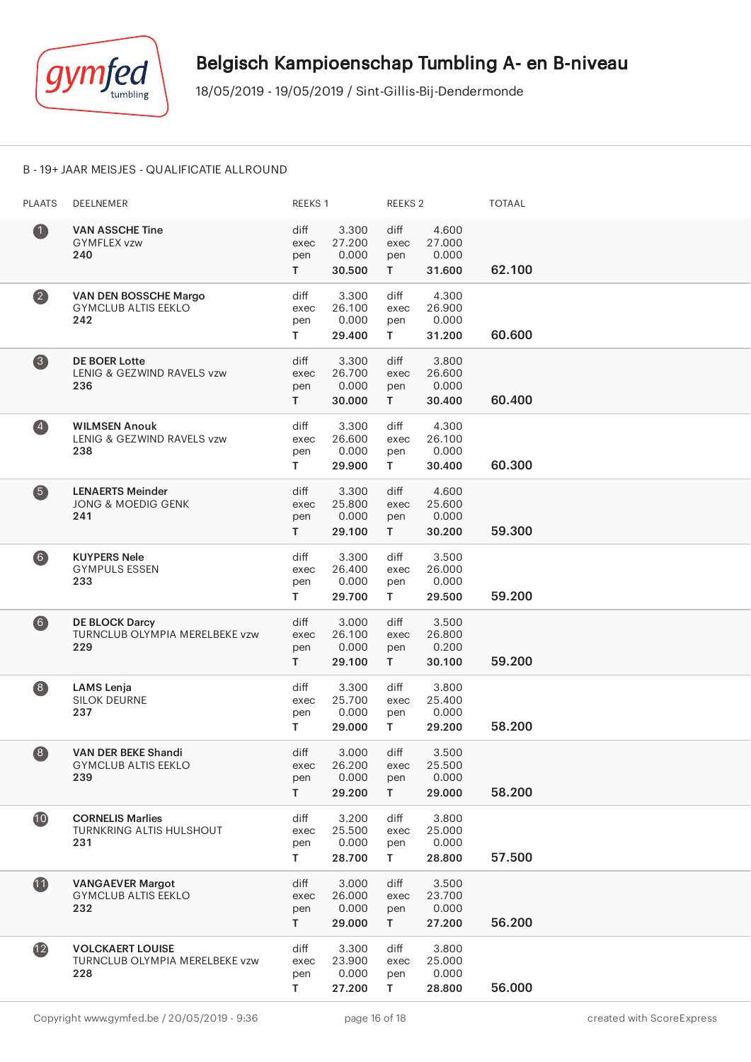# Belgisch Kampioenschap Tumbling A- en B-niveau

18/05/2019 - 19/05/2019 / Sint-Gillis-Bij-Dendermonde

## B - 19+ JAAR MEISJES - QUALIFICATIE ALLROUND

| PLAATS | DEELNEMER | REEKS 1 | | REEKS 2 | | TOTAAL |
|---|---|---|---|---|---|---|
| 1 | **VAN ASSCHE Tine**<br>GYMFLEX vzw<br>**240** | diff<br>exec<br>pen<br>T | 3.300<br>27.200<br>0.000<br>**30.500** | diff<br>exec<br>pen<br>T | 4.600<br>27.000<br>0.000<br>**31.600** | **62.100** |
| 2 | **VAN DEN BOSSCHE Margo**<br>GYMCLUB ALTIS EEKLO<br>**242** | diff<br>exec<br>pen<br>T | 3.300<br>26.100<br>0.000<br>**29.400** | diff<br>exec<br>pen<br>T | 4.300<br>26.900<br>0.000<br>**31.200** | **60.600** |
| 3 | **DE BOER Lotte**<br>LENIG & GEZWIND RAVELS vzw<br>**236** | diff<br>exec<br>pen<br>T | 3.300<br>26.700<br>0.000<br>**30.000** | diff<br>exec<br>pen<br>T | 3.800<br>26.600<br>0.000<br>**30.400** | **60.400** |
| 4 | **WILMSEN Anouk**<br>LENIG & GEZWIND RAVELS vzw<br>**238** | diff<br>exec<br>pen<br>T | 3.300<br>26.600<br>0.000<br>**29.900** | diff<br>exec<br>pen<br>T | 4.300<br>26.100<br>0.000<br>**30.400** | **60.300** |
| 5 | **LENAERTS Meinder**<br>JONG & MOEDIG GENK<br>**241** | diff<br>exec<br>pen<br>T | 3.300<br>25.800<br>0.000<br>**29.100** | diff<br>exec<br>pen<br>T | 4.600<br>25.600<br>0.000<br>**30.200** | **59.300** |
| 6 | **KUYPERS Nele**<br>GYMPULS ESSEN<br>**233** | diff<br>exec<br>pen<br>T | 3.300<br>26.400<br>0.000<br>**29.700** | diff<br>exec<br>pen<br>T | 3.500<br>26.000<br>0.000<br>**29.500** | **59.200** |
| 6 | **DE BLOCK Darcy**<br>TURNCLUB OLYMPIA MERELBEKE vzw<br>**229** | diff<br>exec<br>pen<br>T | 3.000<br>26.100<br>0.000<br>**29.100** | diff<br>exec<br>pen<br>T | 3.500<br>26.800<br>0.200<br>**30.100** | **59.200** |
| 8 | **LAMS Lenja**<br>SILOK DEURNE<br>**237** | diff<br>exec<br>pen<br>T | 3.300<br>25.700<br>0.000<br>**29.000** | diff<br>exec<br>pen<br>T | 3.800<br>25.400<br>0.000<br>**29.200** | **58.200** |
| 8 | **VAN DER BEKE Shandi**<br>GYMCLUB ALTIS EEKLO<br>**239** | diff<br>exec<br>pen<br>T | 3.000<br>26.200<br>0.000<br>**29.200** | diff<br>exec<br>pen<br>T | 3.500<br>25.500<br>0.000<br>**29.000** | **58.200** |
| 10 | **CORNELIS Marlies**<br>TURNKRING ALTIS HULSHOUT<br>**231** | diff<br>exec<br>pen<br>T | 3.200<br>25.500<br>0.000<br>**28.700** | diff<br>exec<br>pen<br>T | 3.800<br>25.000<br>0.000<br>**28.800** | **57.500** |
| 11 | **VANGAEVER Margot**<br>GYMCLUB ALTIS EEKLO<br>**232** | diff<br>exec<br>pen<br>T | 3.000<br>26.000<br>0.000<br>**29.000** | diff<br>exec<br>pen<br>T | 3.500<br>23.700<br>0.000<br>**27.200** | **56.200** |
| 12 | **VOLCKAERT LOUISE**<br>TURNCLUB OLYMPIA MERELBEKE vzw<br>**228** | diff<br>exec<br>pen<br>T | 3.300<br>23.900<br>0.000<br>**27.200** | diff<br>exec<br>pen<br>T | 3.800<br>25.000<br>0.000<br>**28.800** | **56.000** |

Copyright www.gymfed.be / 20/05/2019 - 9:36 created with ScoreExpress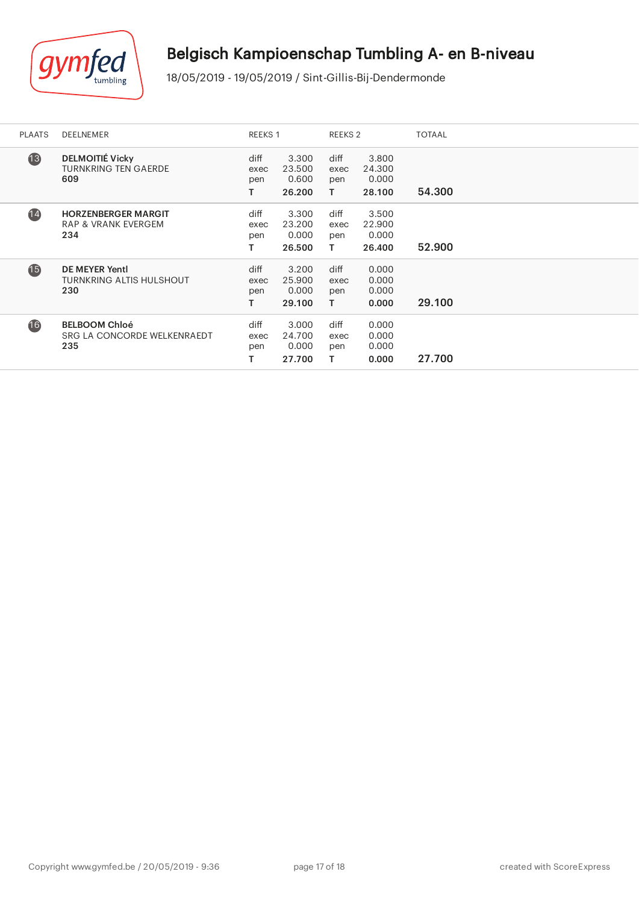# Belgisch Kampioenschap Tumbling A- en B-niveau

18/05/2019 - 19/05/2019 / Sint-Gillis-Bij-Dendermonde

| PLAATS | DEELNEMER | REEKS 1 | | REEKS 2 | | TOTAAL |
|---|---|---|---|---|---|---|
| 13 | **DELMOITIÉ Vicky**<br>TURNKRING TEN GAERDE<br>**609** | diff<br>exec<br>pen<br>**T** | 3.300<br>23.500<br>0.600<br>**26.200** | diff<br>exec<br>pen<br>**T** | 3.800<br>24.300<br>0.000<br>**28.100** | 54.300 |
| 14 | **HORZENBERGER MARGIT**<br>RAP & VRANK EVERGEM<br>**234** | diff<br>exec<br>pen<br>**T** | 3.300<br>23.200<br>0.000<br>**26.500** | diff<br>exec<br>pen<br>**T** | 3.500<br>22.900<br>0.000<br>**26.400** | 52.900 |
| 15 | **DE MEYER Yentl**<br>TURNKRING ALTIS HULSHOUT<br>**230** | diff<br>exec<br>pen<br>**T** | 3.200<br>25.900<br>0.000<br>**29.100** | diff<br>exec<br>pen<br>**T** | 0.000<br>0.000<br>0.000<br>**0.000** | 29.100 |
| 16 | **BELBOOM Chloé**<br>SRG LA CONCORDE WELKENRAEDT<br>**235** | diff<br>exec<br>pen<br>**T** | 3.000<br>24.700<br>0.000<br>**27.700** | diff<br>exec<br>pen<br>**T** | 0.000<br>0.000<br>0.000<br>**0.000** | 27.700 |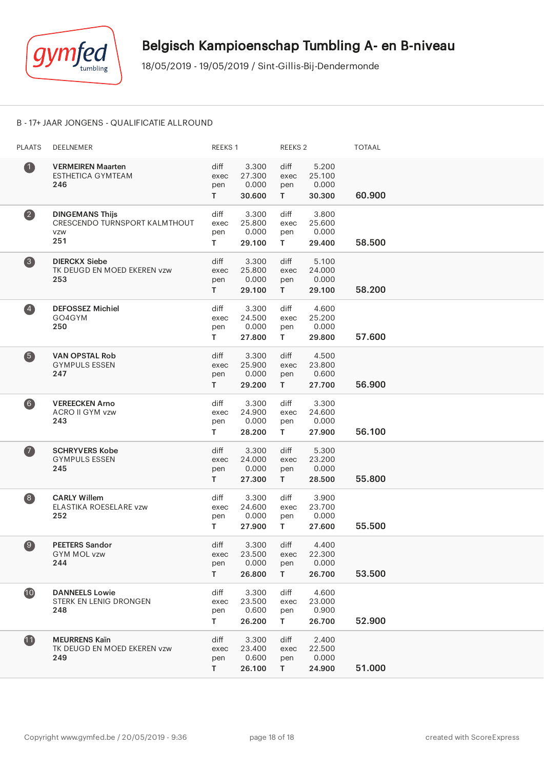# Belgisch Kampioenschap Tumbling A- en B-niveau

18/05/2019 - 19/05/2019 / Sint-Gillis-Bij-Dendermonde

B - 17+ JAAR JONGENS - QUALIFICATIE ALLROUND

| PLAATS | DEELNEMER | REEKS 1 | | REEKS 2 | | TOTAAL |
|---|---|---|---|---|---|---|
| 1 | **VERMEIREN Maarten**<br>ESTHETICA GYMTEAM<br>**246** | diff<br>exec<br>pen<br>**T** | 3.300<br>27.300<br>0.000<br>**30.600** | diff<br>exec<br>pen<br>**T** | 5.200<br>25.100<br>0.000<br>**30.300** | **60.900** |
| 2 | **DINGEMANS Thijs**<br>CRESCENDO TURNSPORT KALMTHOUT vzw<br>**251** | diff<br>exec<br>pen<br>**T** | 3.300<br>25.800<br>0.000<br>**29.100** | diff<br>exec<br>pen<br>**T** | 3.800<br>25.600<br>0.000<br>**29.400** | **58.500** |
| 3 | **DIERCKX Siebe**<br>TK DEUGD EN MOED EKEREN vzw<br>**253** | diff<br>exec<br>pen<br>**T** | 3.300<br>25.800<br>0.000<br>**29.100** | diff<br>exec<br>pen<br>**T** | 5.100<br>24.000<br>0.000<br>**29.100** | **58.200** |
| 4 | **DEFOSSEZ Michiel**<br>GO4GYM<br>**250** | diff<br>exec<br>pen<br>**T** | 3.300<br>24.500<br>0.000<br>**27.800** | diff<br>exec<br>pen<br>**T** | 4.600<br>25.200<br>0.000<br>**29.800** | **57.600** |
| 5 | **VAN OPSTAL Rob**<br>GYMPULS ESSEN<br>**247** | diff<br>exec<br>pen<br>**T** | 3.300<br>25.900<br>0.000<br>**29.200** | diff<br>exec<br>pen<br>**T** | 4.500<br>23.800<br>0.600<br>**27.700** | **56.900** |
| 6 | **VEREECKEN Arno**<br>ACRO II GYM vzw<br>**243** | diff<br>exec<br>pen<br>**T** | 3.300<br>24.900<br>0.000<br>**28.200** | diff<br>exec<br>pen<br>**T** | 3.300<br>24.600<br>0.000<br>**27.900** | **56.100** |
| 7 | **SCHRYVERS Kobe**<br>GYMPULS ESSEN<br>**245** | diff<br>exec<br>pen<br>**T** | 3.300<br>24.000<br>0.000<br>**27.300** | diff<br>exec<br>pen<br>**T** | 5.300<br>23.200<br>0.000<br>**28.500** | **55.800** |
| 8 | **CARLY Willem**<br>ELASTIKA ROESELARE vzw<br>**252** | diff<br>exec<br>pen<br>**T** | 3.300<br>24.600<br>0.000<br>**27.900** | diff<br>exec<br>pen<br>**T** | 3.900<br>23.700<br>0.000<br>**27.600** | **55.500** |
| 9 | **PEETERS Sandor**<br>GYM MOL vzw<br>**244** | diff<br>exec<br>pen<br>**T** | 3.300<br>23.500<br>0.000<br>**26.800** | diff<br>exec<br>pen<br>**T** | 4.400<br>22.300<br>0.000<br>**26.700** | **53.500** |
| 10 | **DANNEELS Lowie**<br>STERK EN LENIG DRONGEN<br>**248** | diff<br>exec<br>pen<br>**T** | 3.300<br>23.500<br>0.600<br>**26.200** | diff<br>exec<br>pen<br>**T** | 4.600<br>23.000<br>0.900<br>**26.700** | **52.900** |
| 11 | **MEURRENS Kaïn**<br>TK DEUGD EN MOED EKEREN vzw<br>**249** | diff<br>exec<br>pen<br>**T** | 3.300<br>23.400<br>0.600<br>**26.100** | diff<br>exec<br>pen<br>**T** | 2.400<br>22.500<br>0.000<br>**24.900** | **51.000** |

Copyright www.gymfed.be / 20/05/2019 - 9:36 created with ScoreExpress